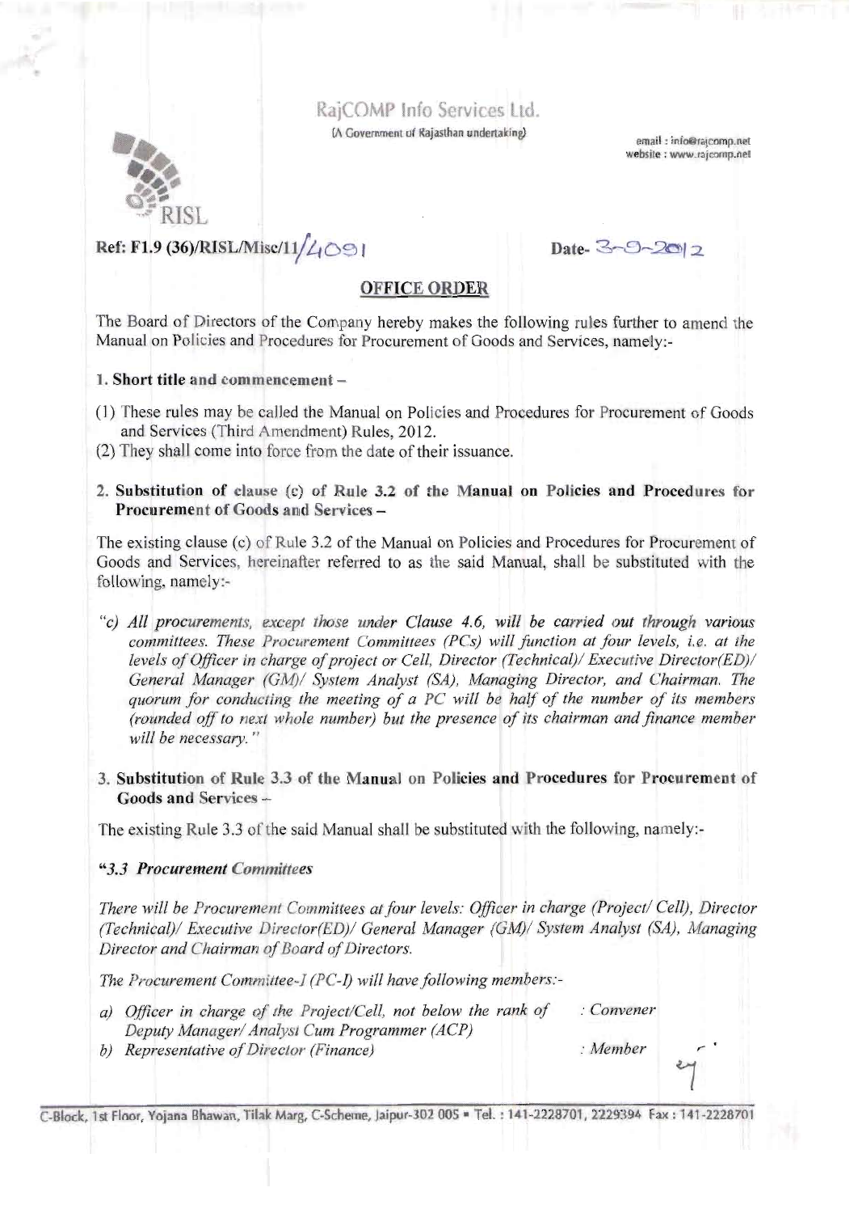RajCOMP Info Services Ltd.

(A Government of Rajasthan undertaking)

email : info@rajcomp.net
website : www.rajcomp.net

RISL

**Ref: F1.9 (36)/RISL/Misc/11/4091** **Date- 3-9-2012**

## OFFICE ORDER

The Board of Directors of the Company hereby makes the following rules further to amend the Manual on Policies and Procedures for Procurement of Goods and Services, namely:-

**1. Short title and commencement –**

(1) These rules may be called the Manual on Policies and Procedures for Procurement of Goods and Services (Third Amendment) Rules, 2012.

(2) They shall come into force from the date of their issuance.

**2. Substitution of clause (c) of Rule 3.2 of the Manual on Policies and Procedures for Procurement of Goods and Services –**

The existing clause (c) of Rule 3.2 of the Manual on Policies and Procedures for Procurement of Goods and Services, hereinafter referred to as the said Manual, shall be substituted with the following, namely:-

*"c) All procurements, except those under Clause 4.6, will be carried out through various committees. These Procurement Committees (PCs) will function at four levels, i.e. at the levels of Officer in charge of project or Cell, Director (Technical)/ Executive Director(ED)/ General Manager (GM)/ System Analyst (SA), Managing Director, and Chairman. The quorum for conducting the meeting of a PC will be half of the number of its members (rounded off to next whole number) but the presence of its chairman and finance member will be necessary."*

**3. Substitution of Rule 3.3 of the Manual on Policies and Procedures for Procurement of Goods and Services –**

The existing Rule 3.3 of the said Manual shall be substituted with the following, namely:-

***"3.3 Procurement Committees***

*There will be Procurement Committees at four levels: Officer in charge (Project/ Cell), Director (Technical)/ Executive Director(ED)/ General Manager (GM)/ System Analyst (SA), Managing Director and Chairman of Board of Directors.*

*The Procurement Committee-I (PC-I) will have following members:-*

*a) Officer in charge of the Project/Cell, not below the rank of Deputy Manager/ Analyst Cum Programmer (ACP)* : *Convener*

*b) Representative of Director (Finance)* : *Member*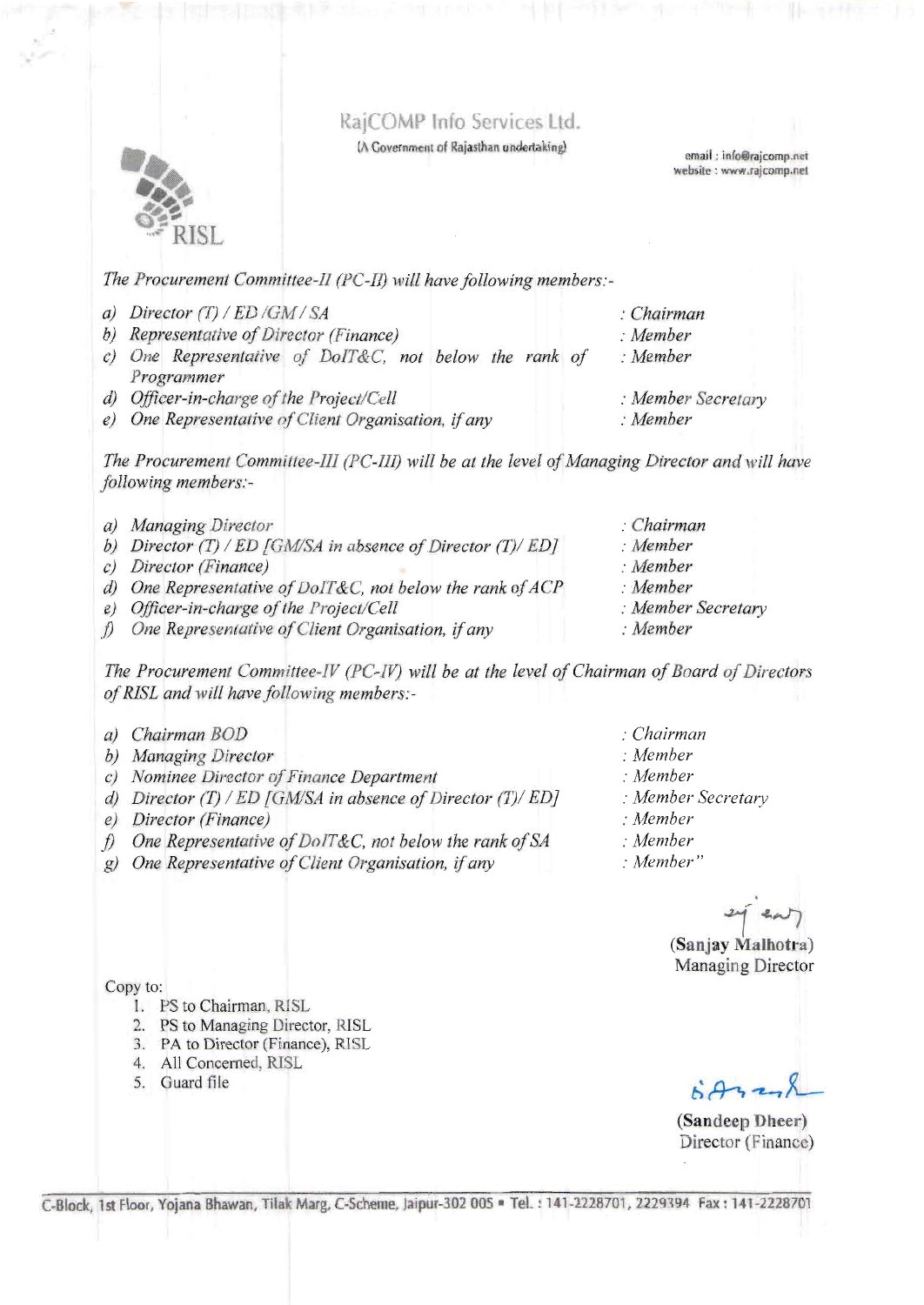RajCOMP Info Services Ltd.

(A Government of Rajasthan undertaking)

email : info@rajcomp.net
website : www.rajcomp.net

RISL

*The Procurement Committee-II (PC-II) will have following members:-*

| | | |
|---|---|---|
| *a)* | *Director (T) / ED /GM / SA* | *: Chairman* |
| *b)* | *Representative of Director (Finance)* | *: Member* |
| *c)* | *One Representative of DoIT&C, not below the rank of Programmer* | *: Member* |
| *d)* | *Officer-in-charge of the Project/Cell* | *: Member Secretary* |
| *e)* | *One Representative of Client Organisation, if any* | *: Member* |

*The Procurement Committee-III (PC-III) will be at the level of Managing Director and will have following members:-*

| | | |
|---|---|---|
| *a)* | *Managing Director* | *: Chairman* |
| *b)* | *Director (T) / ED [GM/SA in absence of Director (T)/ ED]* | *: Member* |
| *c)* | *Director (Finance)* | *: Member* |
| *d)* | *One Representative of DoIT&C, not below the rank of ACP* | *: Member* |
| *e)* | *Officer-in-charge of the Project/Cell* | *: Member Secretary* |
| *f)* | *One Representative of Client Organisation, if any* | *: Member* |

*The Procurement Committee-IV (PC-IV) will be at the level of Chairman of Board of Directors of RISL and will have following members:-*

| | | |
|---|---|---|
| *a)* | *Chairman BOD* | *: Chairman* |
| *b)* | *Managing Director* | *: Member* |
| *c)* | *Nominee Director of Finance Department* | *: Member* |
| *d)* | *Director (T) / ED [GM/SA in absence of Director (T)/ ED]* | *: Member Secretary* |
| *e)* | *Director (Finance)* | *: Member* |
| *f)* | *One Representative of DoIT&C, not below the rank of SA* | *: Member* |
| *g)* | *One Representative of Client Organisation, if any* | *: Member"* |

**(Sanjay Malhotra)**
Managing Director

Copy to:

1. PS to Chairman, RISL
2. PS to Managing Director, RISL
3. PA to Director (Finance), RISL
4. All Concerned, RISL
5. Guard file

**(Sandeep Dheer)**
Director (Finance)

C-Block, 1st Floor, Yojana Bhawan, Tilak Marg, C-Scheme, Jaipur-302 005 ▪ Tel. : 141-2228701, 2229394 Fax : 141-2228701